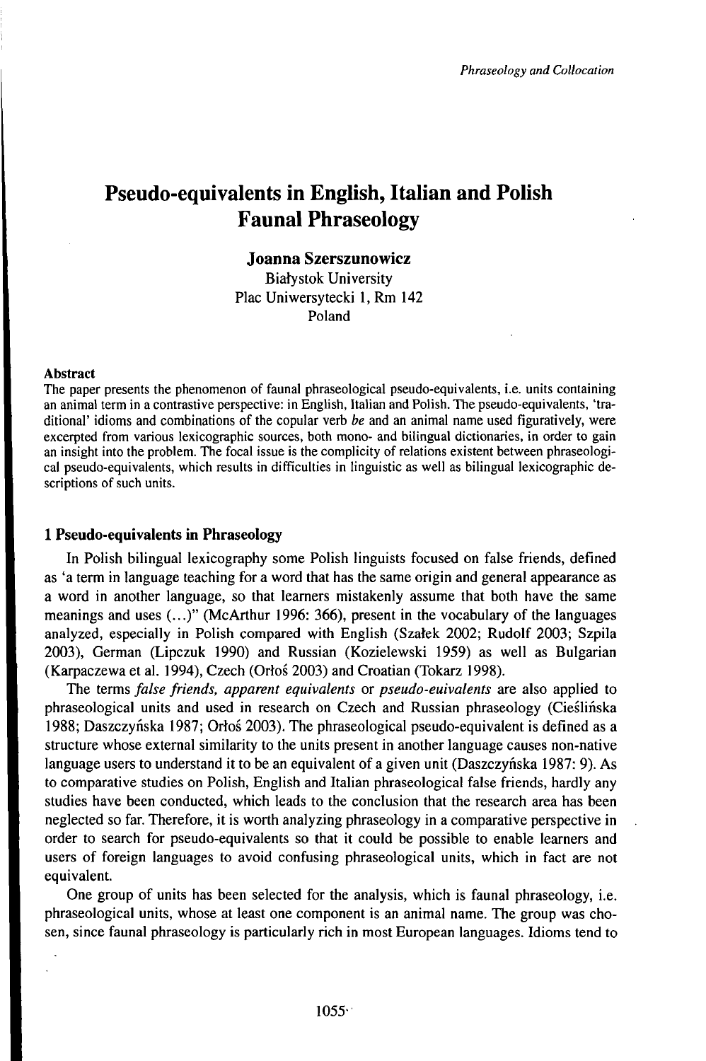# Pseudo-equivalents in English, Italian and Polish Faunal Phraseology

**Joanna Szerszunowicz**
Białystok University
Plac Uniwersytecki 1, Rm 142
Poland

### Abstract

The paper presents the phenomenon of faunal phraseological pseudo-equivalents, i.e. units containing an animal term in a contrastive perspective: in English, Italian and Polish. The pseudo-equivalents, 'traditional' idioms and combinations of the copular verb *be* and an animal name used figuratively, were excerpted from various lexicographic sources, both mono- and bilingual dictionaries, in order to gain an insight into the problem. The focal issue is the complicity of relations existent between phraseological pseudo-equivalents, which results in difficulties in linguistic as well as bilingual lexicographic descriptions of such units.

## 1 Pseudo-equivalents in Phraseology

In Polish bilingual lexicography some Polish linguists focused on false friends, defined as 'a term in language teaching for a word that has the same origin and general appearance as a word in another language, so that learners mistakenly assume that both have the same meanings and uses (...)" (McArthur 1996: 366), present in the vocabulary of the languages analyzed, especially in Polish compared with English (Szałek 2002; Rudolf 2003; Szpila 2003), German (Lipczuk 1990) and Russian (Kozielewski 1959) as well as Bulgarian (Karpaczewa et al. 1994), Czech (Orłoś 2003) and Croatian (Tokarz 1998).

The terms *false friends, apparent equivalents* or *pseudo-euivalents* are also applied to phraseological units and used in research on Czech and Russian phraseology (Cieślińska 1988; Daszczyńska 1987; Orłoś 2003). The phraseological pseudo-equivalent is defined as a structure whose external similarity to the units present in another language causes non-native language users to understand it to be an equivalent of a given unit (Daszczyńska 1987: 9). As to comparative studies on Polish, English and Italian phraseological false friends, hardly any studies have been conducted, which leads to the conclusion that the research area has been neglected so far. Therefore, it is worth analyzing phraseology in a comparative perspective in order to search for pseudo-equivalents so that it could be possible to enable learners and users of foreign languages to avoid confusing phraseological units, which in fact are not equivalent.

One group of units has been selected for the analysis, which is faunal phraseology, i.e. phraseological units, whose at least one component is an animal name. The group was chosen, since faunal phraseology is particularly rich in most European languages. Idioms tend to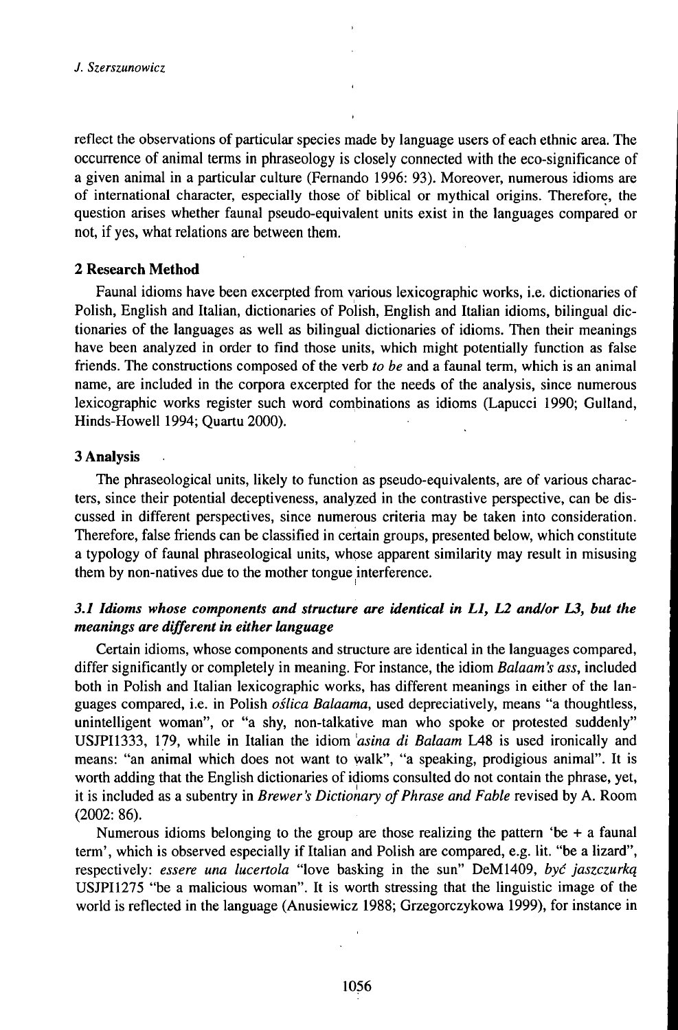reflect the observations of particular species made by language users of each ethnic area. The occurrence of animal terms in phraseology is closely connected with the eco-significance of a given animal in a particular culture (Fernando 1996: 93). Moreover, numerous idioms are of international character, especially those of biblical or mythical origins. Therefore, the question arises whether faunal pseudo-equivalent units exist in the languages compared or not, if yes, what relations are between them.

## 2 Research Method

Faunal idioms have been excerpted from various lexicographic works, i.e. dictionaries of Polish, English and Italian, dictionaries of Polish, English and Italian idioms, bilingual dictionaries of the languages as well as bilingual dictionaries of idioms. Then their meanings have been analyzed in order to find those units, which might potentially function as false friends. The constructions composed of the verb *to be* and a faunal term, which is an animal name, are included in the corpora excerpted for the needs of the analysis, since numerous lexicographic works register such word combinations as idioms (Lapucci 1990; Gulland, Hinds-Howell 1994; Quartu 2000).

## 3 Analysis

The phraseological units, likely to function as pseudo-equivalents, are of various characters, since their potential deceptiveness, analyzed in the contrastive perspective, can be discussed in different perspectives, since numerous criteria may be taken into consideration. Therefore, false friends can be classified in certain groups, presented below, which constitute a typology of faunal phraseological units, whose apparent similarity may result in misusing them by non-natives due to the mother tongue interference.

### *3.1 Idioms whose components and structure are identical in L1, L2 and/or L3, but the meanings are different in either language*

Certain idioms, whose components and structure are identical in the languages compared, differ significantly or completely in meaning. For instance, the idiom *Balaam's ass*, included both in Polish and Italian lexicographic works, has different meanings in either of the languages compared, i.e. in Polish *oślica Balaama*, used depreciatively, means "a thoughtless, unintelligent woman", or "a shy, non-talkative man who spoke or protested suddenly" USJPI1333, 179, while in Italian the idiom *asina di Balaam* L48 is used ironically and means: "an animal which does not want to walk", "a speaking, prodigious animal". It is worth adding that the English dictionaries of idioms consulted do not contain the phrase, yet, it is included as a subentry in *Brewer's Dictionary of Phrase and Fable* revised by A. Room (2002: 86).

Numerous idioms belonging to the group are those realizing the pattern 'be + a faunal term', which is observed especially if Italian and Polish are compared, e.g. lit. "be a lizard", respectively: *essere una lucertola* "love basking in the sun" DeM1409, *być jaszczurką* USJPI1275 "be a malicious woman". It is worth stressing that the linguistic image of the world is reflected in the language (Anusiewicz 1988; Grzegorczykowa 1999), for instance in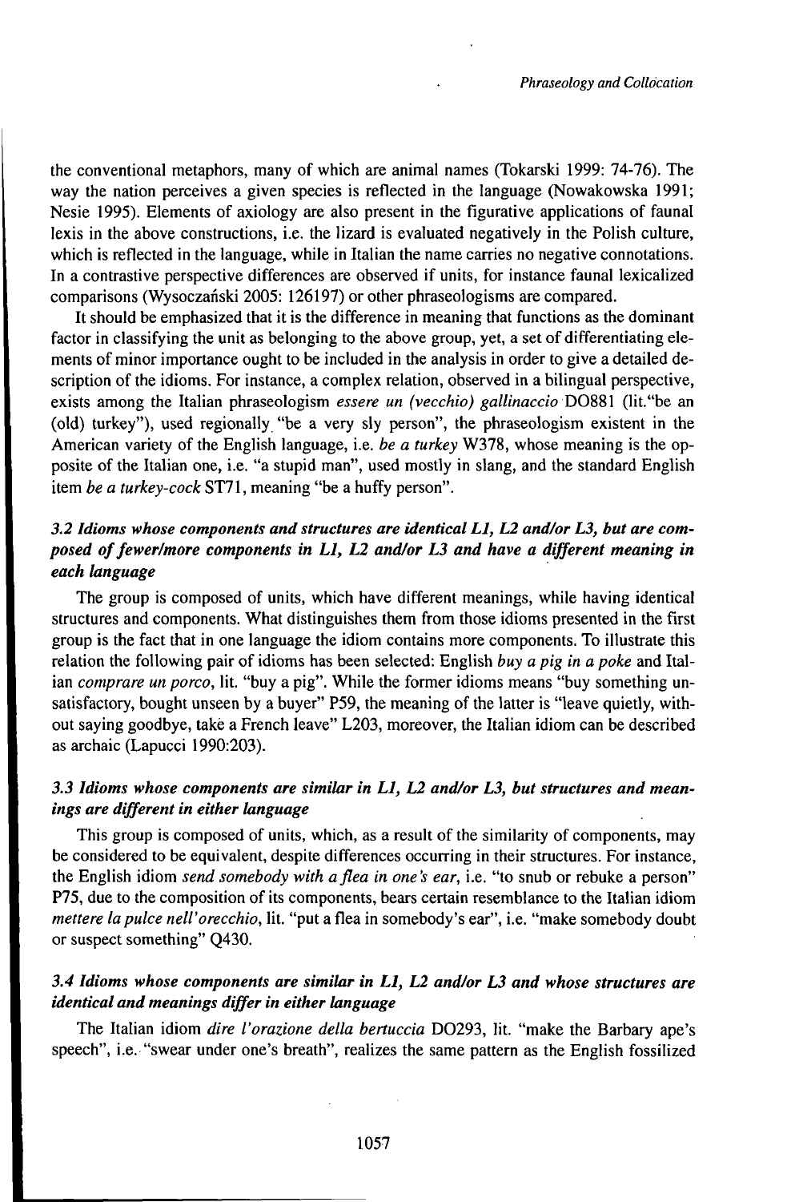the conventional metaphors, many of which are animal names (Tokarski 1999: 74-76). The way the nation perceives a given species is reflected in the language (Nowakowska 1991; Nesie 1995). Elements of axiology are also present in the figurative applications of faunal lexis in the above constructions, i.e. the lizard is evaluated negatively in the Polish culture, which is reflected in the language, while in Italian the name carries no negative connotations. In a contrastive perspective differences are observed if units, for instance faunal lexicalized comparisons (Wysoczański 2005: 126197) or other phraseologisms are compared.

It should be emphasized that it is the difference in meaning that functions as the dominant factor in classifying the unit as belonging to the above group, yet, a set of differentiating elements of minor importance ought to be included in the analysis in order to give a detailed description of the idioms. For instance, a complex relation, observed in a bilingual perspective, exists among the Italian phraseologism *essere un (vecchio) gallinaccio* DO881 (lit."be an (old) turkey"), used regionally "be a very sly person", the phraseologism existent in the American variety of the English language, i.e. *be a turkey* W378, whose meaning is the opposite of the Italian one, i.e. "a stupid man", used mostly in slang, and the standard English item *be a turkey-cock* ST71, meaning "be a huffy person".

### *3.2 Idioms whose components and structures are identical L1, L2 and/or L3, but are composed of fewer/more components in L1, L2 and/or L3 and have a different meaning in each language*

The group is composed of units, which have different meanings, while having identical structures and components. What distinguishes them from those idioms presented in the first group is the fact that in one language the idiom contains more components. To illustrate this relation the following pair of idioms has been selected: English *buy a pig in a poke* and Italian *comprare un porco*, lit. "buy a pig". While the former idioms means "buy something unsatisfactory, bought unseen by a buyer" P59, the meaning of the latter is "leave quietly, without saying goodbye, take a French leave" L203, moreover, the Italian idiom can be described as archaic (Lapucci 1990:203).

### *3.3 Idioms whose components are similar in L1, L2 and/or L3, but structures and meanings are different in either language*

This group is composed of units, which, as a result of the similarity of components, may be considered to be equivalent, despite differences occurring in their structures. For instance, the English idiom *send somebody with a flea in one's ear*, i.e. "to snub or rebuke a person" P75, due to the composition of its components, bears certain resemblance to the Italian idiom *mettere la pulce nell'orecchio*, lit. "put a flea in somebody's ear", i.e. "make somebody doubt or suspect something" Q430.

### *3.4 Idioms whose components are similar in L1, L2 and/or L3 and whose structures are identical and meanings differ in either language*

The Italian idiom *dire l'orazione della bertuccia* DO293, lit. "make the Barbary ape's speech", i.e. "swear under one's breath", realizes the same pattern as the English fossilized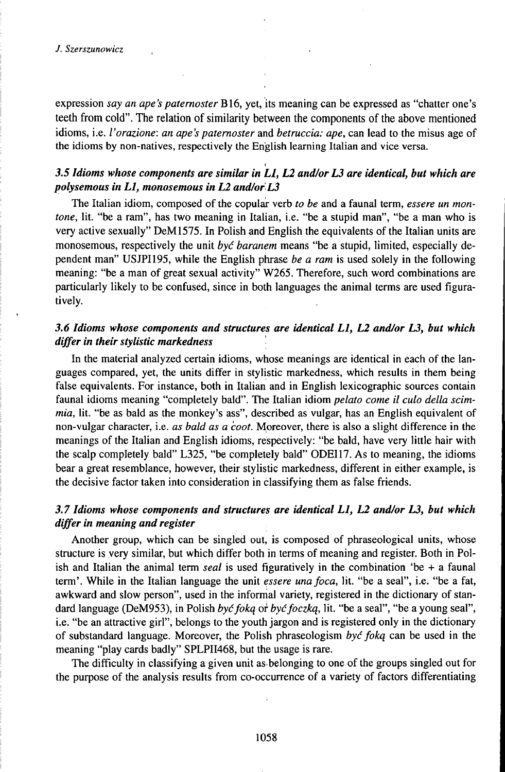expression *say an ape's paternoster* B16, yet, its meaning can be expressed as "chatter one's teeth from cold". The relation of similarity between the components of the above mentioned idioms, i.e. *l'orazione*: *an ape's paternoster* and *betruccia: ape*, can lead to the misus age of the idioms by non-natives, respectively the English learning Italian and vice versa.

### *3.5 Idioms whose components are similar in L1, L2 and/or L3 are identical, but which are polysemous in L1, monosemous in L2 and/or L3*

The Italian idiom, composed of the copular verb *to be* and a faunal term, *essere un montone*, lit. "be a ram", has two meaning in Italian, i.e. "be a stupid man", "be a man who is very active sexually" DeM1575. In Polish and English the equivalents of the Italian units are monosemous, respectively the unit *być baranem* means "be a stupid, limited, especially dependent man" USJPI195, while the English phrase *be a ram* is used solely in the following meaning: "be a man of great sexual activity" W265. Therefore, such word combinations are particularly likely to be confused, since in both languages the animal terms are used figuratively.

### *3.6 Idioms whose components and structures are identical L1, L2 and/or L3, but which differ in their stylistic markedness*

In the material analyzed certain idioms, whose meanings are identical in each of the languages compared, yet, the units differ in stylistic markedness, which results in them being false equivalents. For instance, both in Italian and in English lexicographic sources contain faunal idioms meaning "completely bald". The Italian idiom *pelato come il culo della scimmia*, lit. "be as bald as the monkey's ass", described as vulgar, has an English equivalent of non-vulgar character, i.e. *as bald as a coot*. Moreover, there is also a slight difference in the meanings of the Italian and English idioms, respectively: "be bald, have very little hair with the scalp completely bald" L325, "be completely bald" ODEI17. As to meaning, the idioms bear a great resemblance, however, their stylistic markedness, different in either example, is the decisive factor taken into consideration in classifying them as false friends.

### *3.7 Idioms whose components and structures are identical L1, L2 and/or L3, but which differ in meaning and register*

Another group, which can be singled out, is composed of phraseological units, whose structure is very similar, but which differ both in terms of meaning and register. Both in Polish and Italian the animal term *seal* is used figuratively in the combination 'be + a faunal term'. While in the Italian language the unit *essere una foca*, lit. "be a seal", i.e. "be a fat, awkward and slow person", used in the informal variety, registered in the dictionary of standard language (DeM953), in Polish *być foką* or *być foczką*, lit. "be a seal", "be a young seal", i.e. "be an attractive girl", belongs to the youth jargon and is registered only in the dictionary of substandard language. Moreover, the Polish phraseologism *być foką* can be used in the meaning "play cards badly" SPLPII468, but the usage is rare.

The difficulty in classifying a given unit as belonging to one of the groups singled out for the purpose of the analysis results from co-occurrence of a variety of factors differentiating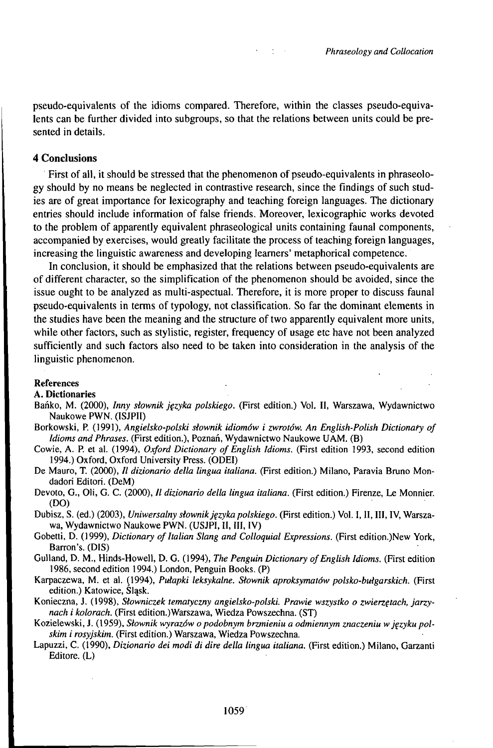pseudo-equivalents of the idioms compared. Therefore, within the classes pseudo-equivalents can be further divided into subgroups, so that the relations between units could be presented in details.

## 4 Conclusions

First of all, it should be stressed that the phenomenon of pseudo-equivalents in phraseology should by no means be neglected in contrastive research, since the findings of such studies are of great importance for lexicography and teaching foreign languages. The dictionary entries should include information of false friends. Moreover, lexicographic works devoted to the problem of apparently equivalent phraseological units containing faunal components, accompanied by exercises, would greatly facilitate the process of teaching foreign languages, increasing the linguistic awareness and developing learners' metaphorical competence.

In conclusion, it should be emphasized that the relations between pseudo-equivalents are of different character, so the simplification of the phenomenon should be avoided, since the issue ought to be analyzed as multi-aspectual. Therefore, it is more proper to discuss faunal pseudo-equivalents in terms of typology, not classification. So far the dominant elements in the studies have been the meaning and the structure of two apparently equivalent more units, while other factors, such as stylistic, register, frequency of usage etc have not been analyzed sufficiently and such factors also need to be taken into consideration in the analysis of the linguistic phenomenon.

### References

**A. Dictionaries**

Bańko, M. (2000), *Inny słownik języka polskiego.* (First edition.) Vol. II, Warszawa, Wydawnictwo Naukowe PWN. (ISJPII)

Borkowski, P. (1991), *Angielsko-polski słownik idiomów i zwrotów. An English-Polish Dictionary of Idioms and Phrases.* (First edition.), Poznań, Wydawnictwo Naukowe UAM. (B)

Cowie, A. P. et al. (1994), *Oxford Dictionary of English Idioms.* (First edition 1993, second edition 1994.) Oxford, Oxford University Press. (ODEI)

De Mauro, T. (2000), *Il dizionario della lingua italiana.* (First edition.) Milano, Paravia Bruno Mondadori Editori. (DeM)

Devoto, G., Oli, G. C. (2000), *Il dizionario della lingua italiana.* (First edition.) Firenze, Le Monnier. (DO)

Dubisz, S. (ed.) (2003), *Uniwersalny słownik języka polskiego.* (First edition.) Vol. I, II, III, IV, Warszawa, Wydawnictwo Naukowe PWN. (USJPI, II, III, IV)

Gobetti, D. (1999), *Dictionary of Italian Slang and Colloquial Expressions.* (First edition.)New York, Barron's. (DIS)

Gulland, D. M., Hinds-Howell, D. G. (1994), *The Penguin Dictionary of English Idioms.* (First edition 1986, second edition 1994.) London, Penguin Books. (P)

Karpaczewa, M. et al. (1994), *Pułapki leksykalne. Słownik aproksymatów polsko-bułgarskich.* (First edition.) Katowice, Śląsk.

Konieczna, J. (1998), *Słowniczek tematyczny angielsko-polski. Prawie wszystko o zwierzętach, jarzynach i kolorach.* (First edition.)Warszawa, Wiedza Powszechna. (ST)

Kozielewski, J. (1959), *Słownik wyrazów o podobnym brzmieniu a odmiennym znaczeniu w języku polskim i rosyjskim.* (First edition.) Warszawa, Wiedza Powszechna.

Lapuzzi, C. (1990), *Dizionario dei modi di dire della lingua italiana.* (First edition.) Milano, Garzanti Editore. (L)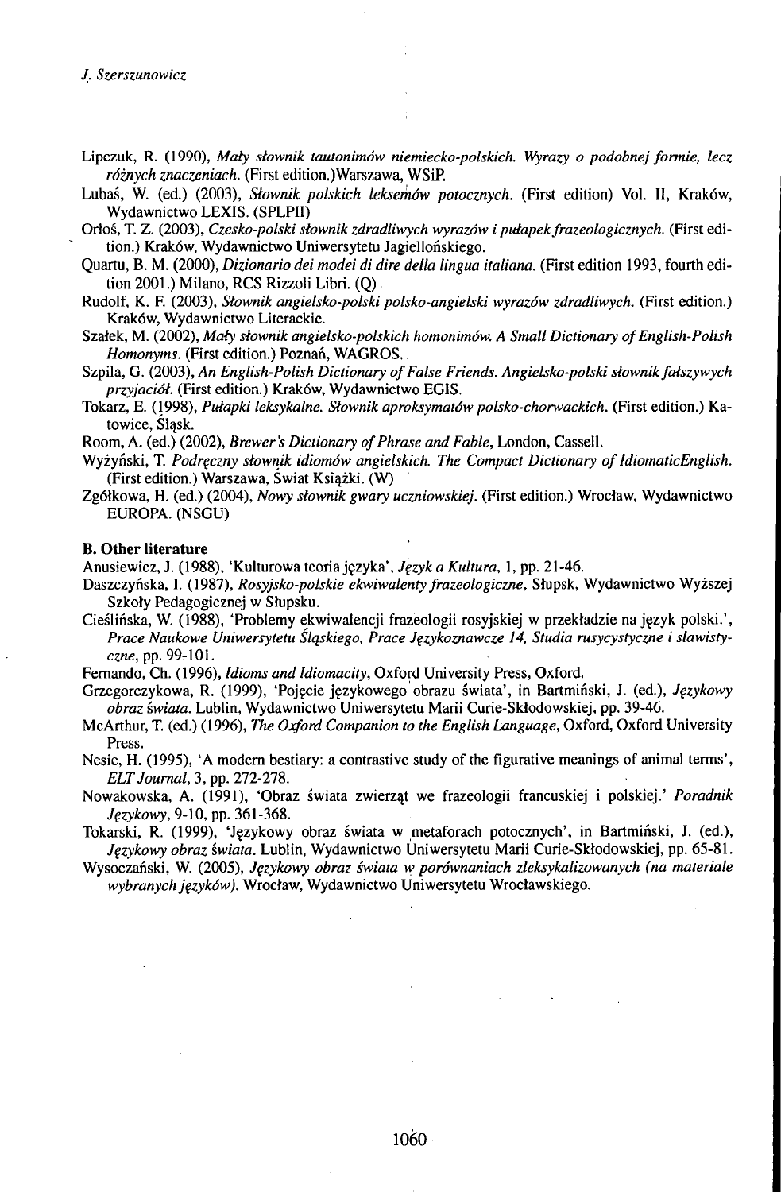Lipczuk, R. (1990), *Mały słownik tautonimów niemiecko-polskich. Wyrazy o podobnej formie, lecz różnych znaczeniach.* (First edition.)Warszawa, WSiP.

Lubaś, W. (ed.) (2003), *Słownik polskich leksemów potocznych.* (First edition) Vol. II, Kraków, Wydawnictwo LEXIS. (SPLPII)

Orłoś, T. Z. (2003), *Czesko-polski słownik zdradliwych wyrazów i pułapek frazeologicznych.* (First edition.) Kraków, Wydawnictwo Uniwersytetu Jagiellońskiego.

Quartu, B. M. (2000), *Dizionario dei modei di dire della lingua italiana.* (First edition 1993, fourth edition 2001.) Milano, RCS Rizzoli Libri. (Q)

Rudolf, K. F. (2003), *Słownik angielsko-polski polsko-angielski wyrazów zdradliwych.* (First edition.) Kraków, Wydawnictwo Literackie.

Szałek, M. (2002), *Mały słownik angielsko-polskich homonimów. A Small Dictionary of English-Polish Homonyms.* (First edition.) Poznań, WAGROS.

Szpila, G. (2003), *An English-Polish Dictionary of False Friends. Angielsko-polski słownik fałszywych przyjaciół.* (First edition.) Kraków, Wydawnictwo EGIS.

Tokarz, E. (1998), *Pułapki leksykalne. Słownik aproksymatów polsko-chorwackich.* (First edition.) Katowice, Śląsk.

Room, A. (ed.) (2002), *Brewer's Dictionary of Phrase and Fable*, London, Cassell.

Wyżyński, T. *Podręczny słownik idiomów angielskich. The Compact Dictionary of IdiomaticEnglish.* (First edition.) Warszawa, Świat Książki. (W)

Zgółkowa, H. (ed.) (2004), *Nowy słownik gwary uczniowskiej.* (First edition.) Wrocław, Wydawnictwo EUROPA. (NSGU)

**B. Other literature**

Anusiewicz, J. (1988), 'Kulturowa teoria języka', *Język a Kultura*, 1, pp. 21-46.

Daszczyńska, I. (1987), *Rosyjsko-polskie ekwiwalenty frazeologiczne*, Słupsk, Wydawnictwo Wyższej Szkoły Pedagogicznej w Słupsku.

Cieślińska, W. (1988), 'Problemy ekwiwalencji frazeologii rosyjskiej w przekładzie na język polski.', *Prace Naukowe Uniwersytetu Śląskiego, Prace Językoznawcze 14, Studia rusycystyczne i slawistyczne*, pp. 99-101.

Fernando, Ch. (1996), *Idioms and Idiomacity*, Oxford University Press, Oxford.

Grzegorczykowa, R. (1999), 'Pojęcie językowego obrazu świata', in Bartmiński, J. (ed.), *Językowy obraz świata*. Lublin, Wydawnictwo Uniwersytetu Marii Curie-Skłodowskiej, pp. 39-46.

McArthur, T. (ed.) (1996), *The Oxford Companion to the English Language*, Oxford, Oxford University Press.

Nesie, H. (1995), 'A modern bestiary: a contrastive study of the figurative meanings of animal terms', *ELT Journal*, 3, pp. 272-278.

Nowakowska, A. (1991), 'Obraz świata zwierząt we frazeologii francuskiej i polskiej.' *Poradnik Językowy*, 9-10, pp. 361-368.

Tokarski, R. (1999), 'Językowy obraz świata w metaforach potocznych', in Bartmiński, J. (ed.), *Językowy obraz świata*. Lublin, Wydawnictwo Uniwersytetu Marii Curie-Skłodowskiej, pp. 65-81.

Wysoczański, W. (2005), *Językowy obraz świata w porównaniach zleksykalizowanych (na materiale wybranych języków)*. Wrocław, Wydawnictwo Uniwersytetu Wrocławskiego.